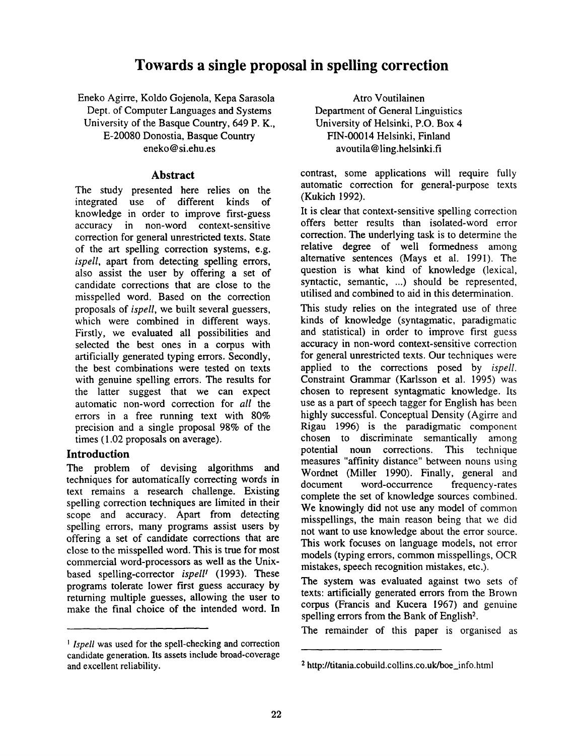# Towards a single proposal in spelling correction

Eneko Agirre, Koldo Gojenola, Kepa Sarasola
Dept. of Computer Languages and Systems
University of the Basque Country, 649 P. K.,
E-20080 Donostia, Basque Country
eneko@si.ehu.es

Atro Voutilainen
Department of General Linguistics
University of Helsinki, P.O. Box 4
FIN-00014 Helsinki, Finland
avoutila@ling.helsinki.fi

## Abstract

The study presented here relies on the integrated use of different kinds of knowledge in order to improve first-guess accuracy in non-word context-sensitive correction for general unrestricted texts. State of the art spelling correction systems, e.g. *ispell*, apart from detecting spelling errors, also assist the user by offering a set of candidate corrections that are close to the misspelled word. Based on the correction proposals of *ispell*, we built several guessers, which were combined in different ways. Firstly, we evaluated all possibilities and selected the best ones in a corpus with artificially generated typing errors. Secondly, the best combinations were tested on texts with genuine spelling errors. The results for the latter suggest that we can expect automatic non-word correction for *all* the errors in a free running text with 80% precision and a single proposal 98% of the times (1.02 proposals on average).

## Introduction

The problem of devising algorithms and techniques for automatically correcting words in text remains a research challenge. Existing spelling correction techniques are limited in their scope and accuracy. Apart from detecting spelling errors, many programs assist users by offering a set of candidate corrections that are close to the misspelled word. This is true for most commercial word-processors as well as the Unix-based spelling-corrector *ispell*[1] (1993). These programs tolerate lower first guess accuracy by returning multiple guesses, allowing the user to make the final choice of the intended word. In contrast, some applications will require fully automatic correction for general-purpose texts (Kukich 1992).

It is clear that context-sensitive spelling correction offers better results than isolated-word error correction. The underlying task is to determine the relative degree of well formedness among alternative sentences (Mays et al. 1991). The question is what kind of knowledge (lexical, syntactic, semantic, ...) should be represented, utilised and combined to aid in this determination.

This study relies on the integrated use of three kinds of knowledge (syntagmatic, paradigmatic and statistical) in order to improve first guess accuracy in non-word context-sensitive correction for general unrestricted texts. Our techniques were applied to the corrections posed by *ispell*. Constraint Grammar (Karlsson et al. 1995) was chosen to represent syntagmatic knowledge. Its use as a part of speech tagger for English has been highly successful. Conceptual Density (Agirre and Rigau 1996) is the paradigmatic component chosen to discriminate semantically among potential noun corrections. This technique measures "affinity distance" between nouns using Wordnet (Miller 1990). Finally, general and document word-occurrence frequency-rates complete the set of knowledge sources combined. We knowingly did not use any model of common misspellings, the main reason being that we did not want to use knowledge about the error source. This work focuses on language models, not error models (typing errors, common misspellings, OCR mistakes, speech recognition mistakes, etc.).

The system was evaluated against two sets of texts: artificially generated errors from the Brown corpus (Francis and Kucera 1967) and genuine spelling errors from the Bank of English[2].

The remainder of this paper is organised as

[1] *Ispell* was used for the spell-checking and correction candidate generation. Its assets include broad-coverage and excellent reliability.

[2] http://titania.cobuild.collins.co.uk/boe_info.html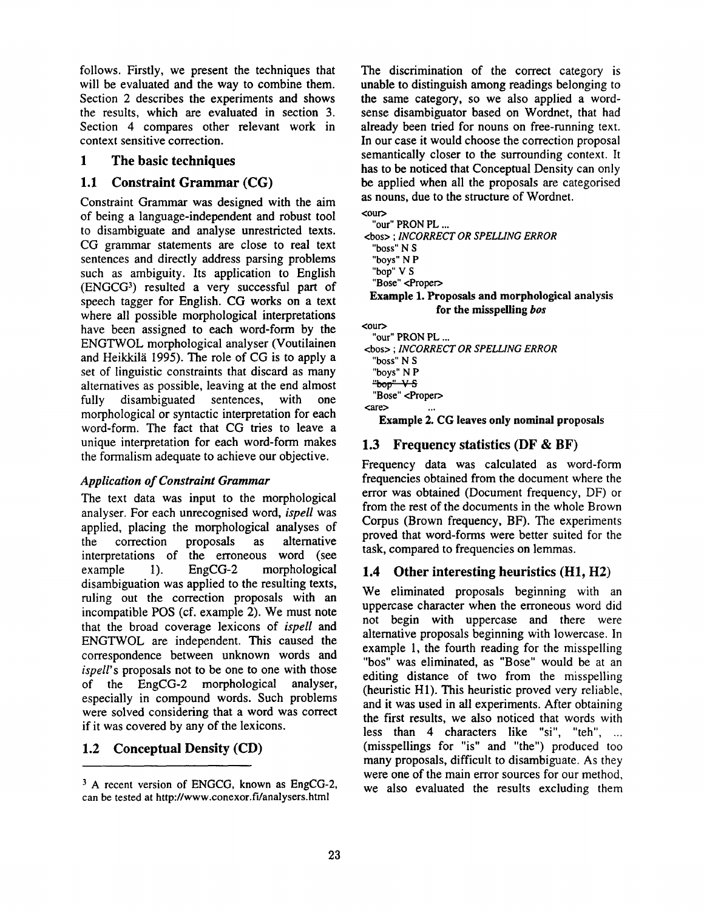follows. Firstly, we present the techniques that will be evaluated and the way to combine them. Section 2 describes the experiments and shows the results, which are evaluated in section 3. Section 4 compares other relevant work in context sensitive correction.

# 1 The basic techniques

## 1.1 Constraint Grammar (CG)

Constraint Grammar was designed with the aim of being a language-independent and robust tool to disambiguate and analyse unrestricted texts. CG grammar statements are close to real text sentences and directly address parsing problems such as ambiguity. Its application to English (ENGCG[3]) resulted a very successful part of speech tagger for English. CG works on a text where all possible morphological interpretations have been assigned to each word-form by the ENGTWOL morphological analyser (Voutilainen and Heikkilä 1995). The role of CG is to apply a set of linguistic constraints that discard as many alternatives as possible, leaving at the end almost fully disambiguated sentences, with one morphological or syntactic interpretation for each word-form. The fact that CG tries to leave a unique interpretation for each word-form makes the formalism adequate to achieve our objective.

### *Application of Constraint Grammar*

The text data was input to the morphological analyser. For each unrecognised word, *ispell* was applied, placing the morphological analyses of the correction proposals as alternative interpretations of the erroneous word (see example 1). EngCG-2 morphological disambiguation was applied to the resulting texts, ruling out the correction proposals with an incompatible POS (cf. example 2). We must note that the broad coverage lexicons of *ispell* and ENGTWOL are independent. This caused the correspondence between unknown words and *ispell*'s proposals not to be one to one with those of the EngCG-2 morphological analyser, especially in compound words. Such problems were solved considering that a word was correct if it was covered by any of the lexicons.

## 1.2 Conceptual Density (CD)

The discrimination of the correct category is unable to distinguish among readings belonging to the same category, so we also applied a word-sense disambiguator based on Wordnet, that had already been tried for nouns on free-running text. In our case it would choose the correction proposal semantically closer to the surrounding context. It has to be noticed that Conceptual Density can only be applied when all the proposals are categorised as nouns, due to the structure of Wordnet.

```
<our>
  "our" PRON PL ...
<bos> ; INCORRECT OR SPELLING ERROR
  "boss" N S
  "boys" N P
  "bop" V S
  "Bose" <Proper>
```

**Example 1. Proposals and morphological analysis for the misspelling *bos***

```
<our>
  "our" PRON PL ...
<bos> ; INCORRECT OR SPELLING ERROR
  "boss" N S
  "boys" N P
  "bop" V S   (struck out)
  "Bose" <Proper>
<are>     ...
```

**Example 2. CG leaves only nominal proposals**

## 1.3 Frequency statistics (DF & BF)

Frequency data was calculated as word-form frequencies obtained from the document where the error was obtained (Document frequency, DF) or from the rest of the documents in the whole Brown Corpus (Brown frequency, BF). The experiments proved that word-forms were better suited for the task, compared to frequencies on lemmas.

## 1.4 Other interesting heuristics (H1, H2)

We eliminated proposals beginning with an uppercase character when the erroneous word did not begin with uppercase and there were alternative proposals beginning with lowercase. In example 1, the fourth reading for the misspelling "bos" was eliminated, as "Bose" would be at an editing distance of two from the misspelling (heuristic H1). This heuristic proved very reliable, and it was used in all experiments. After obtaining the first results, we also noticed that words with less than 4 characters like "si", "teh", ... (misspellings for "is" and "the") produced too many proposals, difficult to disambiguate. As they were one of the main error sources for our method, we also evaluated the results excluding them

---

[3] A recent version of ENGCG, known as EngCG-2, can be tested at http://www.conexor.fi/analysers.html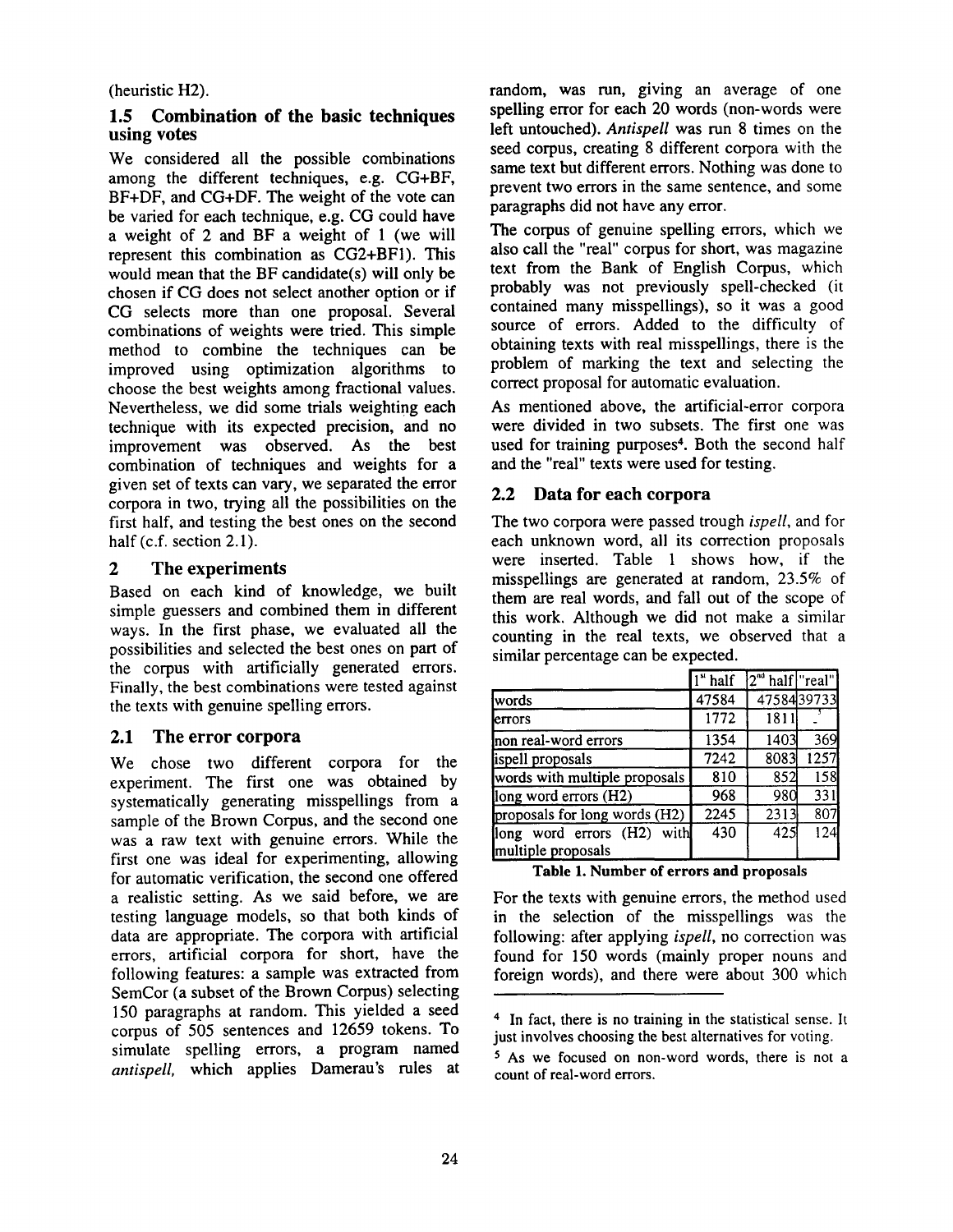(heuristic H2).

### 1.5 Combination of the basic techniques using votes

We considered all the possible combinations among the different techniques, e.g. CG+BF, BF+DF, and CG+DF. The weight of the vote can be varied for each technique, e.g. CG could have a weight of 2 and BF a weight of 1 (we will represent this combination as CG2+BF1). This would mean that the BF candidate(s) will only be chosen if CG does not select another option or if CG selects more than one proposal. Several combinations of weights were tried. This simple method to combine the techniques can be improved using optimization algorithms to choose the best weights among fractional values. Nevertheless, we did some trials weighting each technique with its expected precision, and no improvement was observed. As the best combination of techniques and weights for a given set of texts can vary, we separated the error corpora in two, trying all the possibilities on the first half, and testing the best ones on the second half (c.f. section 2.1).

## 2 The experiments

Based on each kind of knowledge, we built simple guessers and combined them in different ways. In the first phase, we evaluated all the possibilities and selected the best ones on part of the corpus with artificially generated errors. Finally, the best combinations were tested against the texts with genuine spelling errors.

### 2.1 The error corpora

We chose two different corpora for the experiment. The first one was obtained by systematically generating misspellings from a sample of the Brown Corpus, and the second one was a raw text with genuine errors. While the first one was ideal for experimenting, allowing for automatic verification, the second one offered a realistic setting. As we said before, we are testing language models, so that both kinds of data are appropriate. The corpora with artificial errors, artificial corpora for short, have the following features: a sample was extracted from SemCor (a subset of the Brown Corpus) selecting 150 paragraphs at random. This yielded a seed corpus of 505 sentences and 12659 tokens. To simulate spelling errors, a program named *antispell*, which applies Damerau's rules at random, was run, giving an average of one spelling error for each 20 words (non-words were left untouched). *Antispell* was run 8 times on the seed corpus, creating 8 different corpora with the same text but different errors. Nothing was done to prevent two errors in the same sentence, and some paragraphs did not have any error.

The corpus of genuine spelling errors, which we also call the "real" corpus for short, was magazine text from the Bank of English Corpus, which probably was not previously spell-checked (it contained many misspellings), so it was a good source of errors. Added to the difficulty of obtaining texts with real misspellings, there is the problem of marking the text and selecting the correct proposal for automatic evaluation.

As mentioned above, the artificial-error corpora were divided in two subsets. The first one was used for training purposes[4]. Both the second half and the "real" texts were used for testing.

### 2.2 Data for each corpora

The two corpora were passed trough *ispell*, and for each unknown word, all its correction proposals were inserted. Table 1 shows how, if the misspellings are generated at random, 23.5% of them are real words, and fall out of the scope of this work. Although we did not make a similar counting in the real texts, we observed that a similar percentage can be expected.

| | 1st half | 2nd half | "real" |
|---|---|---|---|
| words | 47584 | 47584 | 39733 |
| errors | 1772 | 1811 | -[5] |
| non real-word errors | 1354 | 1403 | 369 |
| ispell proposals | 7242 | 8083 | 1257 |
| words with multiple proposals | 810 | 852 | 158 |
| long word errors (H2) | 968 | 980 | 331 |
| proposals for long words (H2) | 2245 | 2313 | 807 |
| long word errors (H2) with multiple proposals | 430 | 425 | 124 |

**Table 1. Number of errors and proposals**

For the texts with genuine errors, the method used in the selection of the misspellings was the following: after applying *ispell*, no correction was found for 150 words (mainly proper nouns and foreign words), and there were about 300 which

[4] In fact, there is no training in the statistical sense. It just involves choosing the best alternatives for voting.

[5] As we focused on non-word words, there is not a count of real-word errors.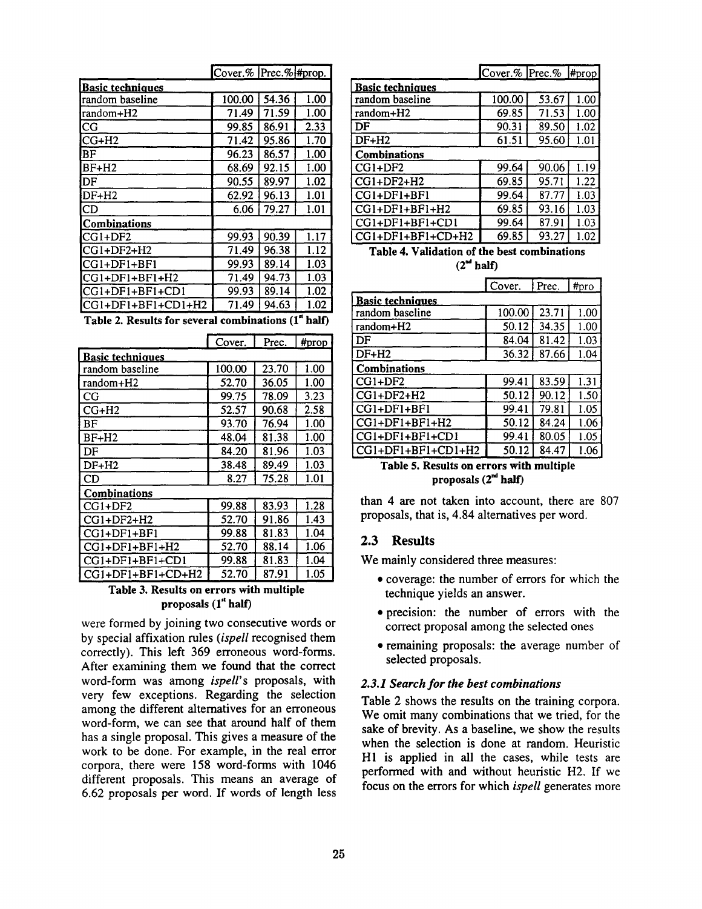| | Cover.% | Prec.% | #prop. |
|---|---|---|---|
| **Basic techniques** | | | |
| random baseline | 100.00 | 54.36 | 1.00 |
| random+H2 | 71.49 | 71.59 | 1.00 |
| CG | 99.85 | 86.91 | 2.33 |
| CG+H2 | 71.42 | 95.86 | 1.70 |
| BF | 96.23 | 86.57 | 1.00 |
| BF+H2 | 68.69 | 92.15 | 1.00 |
| DF | 90.55 | 89.97 | 1.02 |
| DF+H2 | 62.92 | 96.13 | 1.01 |
| CD | 6.06 | 79.27 | 1.01 |
| **Combinations** | | | |
| CG1+DF2 | 99.93 | 90.39 | 1.17 |
| CG1+DF2+H2 | 71.49 | 96.38 | 1.12 |
| CG1+DF1+BF1 | 99.93 | 89.14 | 1.03 |
| CG1+DF1+BF1+H2 | 71.49 | 94.73 | 1.03 |
| CG1+DF1+BF1+CD1 | 99.93 | 89.14 | 1.02 |
| CG1+DF1+BF1+CD1+H2 | 71.49 | 94.63 | 1.02 |

**Table 2. Results for several combinations (1st half)**

| | Cover. | Prec. | #prop |
|---|---|---|---|
| **Basic techniques** | | | |
| random baseline | 100.00 | 23.70 | 1.00 |
| random+H2 | 52.70 | 36.05 | 1.00 |
| CG | 99.75 | 78.09 | 3.23 |
| CG+H2 | 52.57 | 90.68 | 2.58 |
| BF | 93.70 | 76.94 | 1.00 |
| BF+H2 | 48.04 | 81.38 | 1.00 |
| DF | 84.20 | 81.96 | 1.03 |
| DF+H2 | 38.48 | 89.49 | 1.03 |
| CD | 8.27 | 75.28 | 1.01 |
| **Combinations** | | | |
| CG1+DF2 | 99.88 | 83.93 | 1.28 |
| CG1+DF2+H2 | 52.70 | 91.86 | 1.43 |
| CG1+DF1+BF1 | 99.88 | 81.83 | 1.04 |
| CG1+DF1+BF1+H2 | 52.70 | 88.14 | 1.06 |
| CG1+DF1+BF1+CD1 | 99.88 | 81.83 | 1.04 |
| CG1+DF1+BF1+CD+H2 | 52.70 | 87.91 | 1.05 |

**Table 3. Results on errors with multiple proposals (1st half)**

were formed by joining two consecutive words or by special affixation rules (*ispell* recognised them correctly). This left 369 erroneous word-forms. After examining them we found that the correct word-form was among *ispell*'s proposals, with very few exceptions. Regarding the selection among the different alternatives for an erroneous word-form, we can see that around half of them has a single proposal. This gives a measure of the work to be done. For example, in the real error corpora, there were 158 word-forms with 1046 different proposals. This means an average of 6.62 proposals per word. If words of length less than 4 are not taken into account, there are 807 proposals, that is, 4.84 alternatives per word.

| | Cover.% | Prec.% | #prop |
|---|---|---|---|
| **Basic techniques** | | | |
| random baseline | 100.00 | 53.67 | 1.00 |
| random+H2 | 69.85 | 71.53 | 1.00 |
| DF | 90.31 | 89.50 | 1.02 |
| DF+H2 | 61.51 | 95.60 | 1.01 |
| **Combinations** | | | |
| CG1+DF2 | 99.64 | 90.06 | 1.19 |
| CG1+DF2+H2 | 69.85 | 95.71 | 1.22 |
| CG1+DF1+BF1 | 99.64 | 87.77 | 1.03 |
| CG1+DF1+BF1+H2 | 69.85 | 93.16 | 1.03 |
| CG1+DF1+BF1+CD1 | 99.64 | 87.91 | 1.03 |
| CG1+DF1+BF1+CD+H2 | 69.85 | 93.27 | 1.02 |

**Table 4. Validation of the best combinations (2nd half)**

| | Cover. | Prec. | #pro |
|---|---|---|---|
| **Basic techniques** | | | |
| random baseline | 100.00 | 23.71 | 1.00 |
| random+H2 | 50.12 | 34.35 | 1.00 |
| DF | 84.04 | 81.42 | 1.03 |
| DF+H2 | 36.32 | 87.66 | 1.04 |
| **Combinations** | | | |
| CG1+DF2 | 99.41 | 83.59 | 1.31 |
| CG1+DF2+H2 | 50.12 | 90.12 | 1.50 |
| CG1+DF1+BF1 | 99.41 | 79.81 | 1.05 |
| CG1+DF1+BF1+H2 | 50.12 | 84.24 | 1.06 |
| CG1+DF1+BF1+CD1 | 99.41 | 80.05 | 1.05 |
| CG1+DF1+BF1+CD1+H2 | 50.12 | 84.47 | 1.06 |

**Table 5. Results on errors with multiple proposals (2nd half)**

## 2.3 Results

We mainly considered three measures:

- coverage: the number of errors for which the technique yields an answer.
- precision: the number of errors with the correct proposal among the selected ones
- remaining proposals: the average number of selected proposals.

### *2.3.1 Search for the best combinations*

Table 2 shows the results on the training corpora. We omit many combinations that we tried, for the sake of brevity. As a baseline, we show the results when the selection is done at random. Heuristic H1 is applied in all the cases, while tests are performed with and without heuristic H2. If we focus on the errors for which *ispell* generates more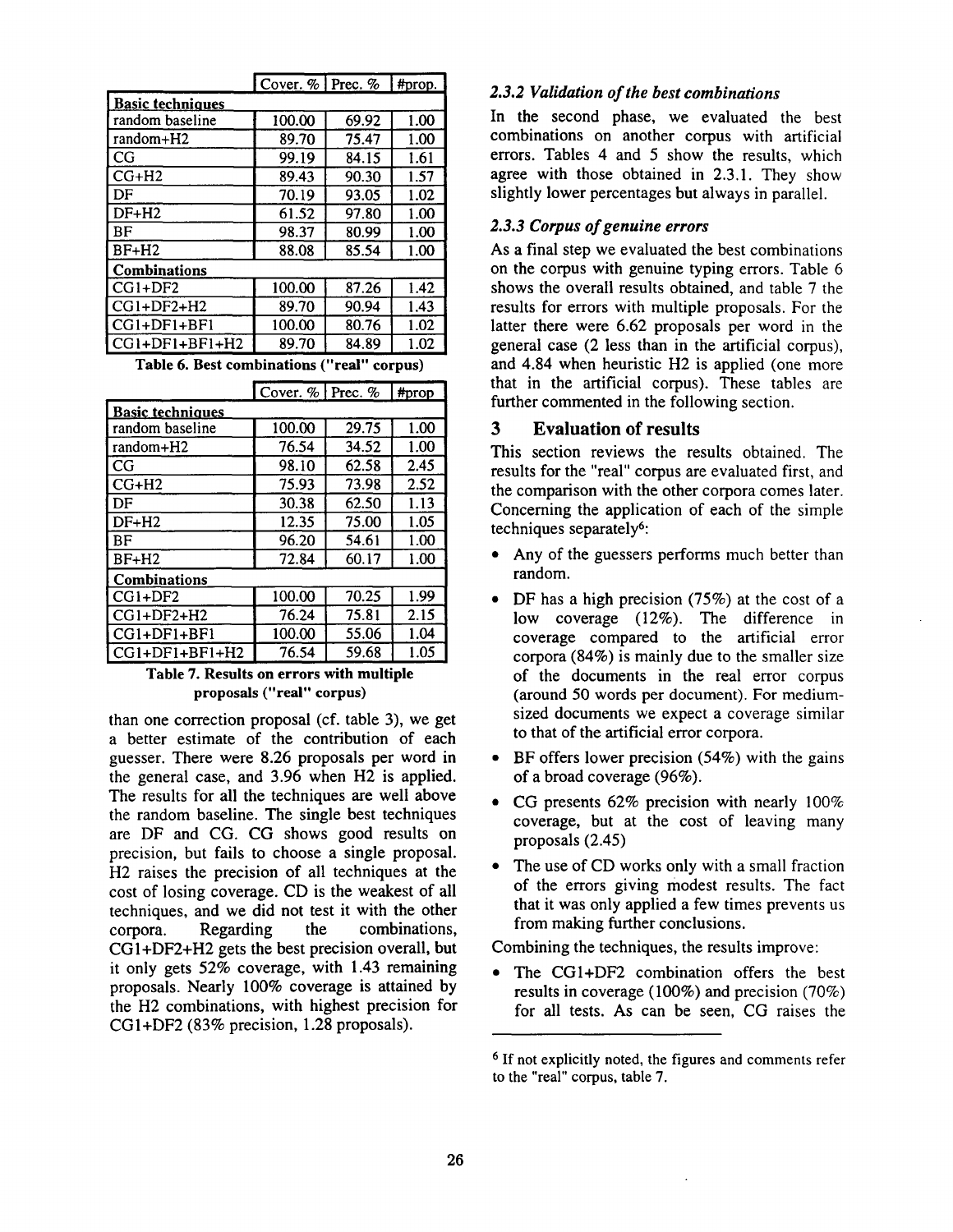| | Cover. % | Prec. % | #prop. |
|---|---|---|---|
| **Basic techniques** | | | |
| random baseline | 100.00 | 69.92 | 1.00 |
| random+H2 | 89.70 | 75.47 | 1.00 |
| CG | 99.19 | 84.15 | 1.61 |
| CG+H2 | 89.43 | 90.30 | 1.57 |
| DF | 70.19 | 93.05 | 1.02 |
| DF+H2 | 61.52 | 97.80 | 1.00 |
| BF | 98.37 | 80.99 | 1.00 |
| BF+H2 | 88.08 | 85.54 | 1.00 |
| **Combinations** | | | |
| CG1+DF2 | 100.00 | 87.26 | 1.42 |
| CG1+DF2+H2 | 89.70 | 90.94 | 1.43 |
| CG1+DF1+BF1 | 100.00 | 80.76 | 1.02 |
| CG1+DF1+BF1+H2 | 89.70 | 84.89 | 1.02 |

**Table 6. Best combinations ("real" corpus)**

| | Cover. % | Prec. % | #prop |
|---|---|---|---|
| **Basic techniques** | | | |
| random baseline | 100.00 | 29.75 | 1.00 |
| random+H2 | 76.54 | 34.52 | 1.00 |
| CG | 98.10 | 62.58 | 2.45 |
| CG+H2 | 75.93 | 73.98 | 2.52 |
| DF | 30.38 | 62.50 | 1.13 |
| DF+H2 | 12.35 | 75.00 | 1.05 |
| BF | 96.20 | 54.61 | 1.00 |
| BF+H2 | 72.84 | 60.17 | 1.00 |
| **Combinations** | | | |
| CG1+DF2 | 100.00 | 70.25 | 1.99 |
| CG1+DF2+H2 | 76.24 | 75.81 | 2.15 |
| CG1+DF1+BF1 | 100.00 | 55.06 | 1.04 |
| CG1+DF1+BF1+H2 | 76.54 | 59.68 | 1.05 |

**Table 7. Results on errors with multiple proposals ("real" corpus)**

than one correction proposal (cf. table 3), we get a better estimate of the contribution of each guesser. There were 8.26 proposals per word in the general case, and 3.96 when H2 is applied. The results for all the techniques are well above the random baseline. The single best techniques are DF and CG. CG shows good results on precision, but fails to choose a single proposal. H2 raises the precision of all techniques at the cost of losing coverage. CD is the weakest of all techniques, and we did not test it with the other corpora. Regarding the combinations, CG1+DF2+H2 gets the best precision overall, but it only gets 52% coverage, with 1.43 remaining proposals. Nearly 100% coverage is attained by the H2 combinations, with highest precision for CG1+DF2 (83% precision, 1.28 proposals).

#### 2.3.2 Validation of the best combinations

In the second phase, we evaluated the best combinations on another corpus with artificial errors. Tables 4 and 5 show the results, which agree with those obtained in 2.3.1. They show slightly lower percentages but always in parallel.

#### 2.3.3 Corpus of genuine errors

As a final step we evaluated the best combinations on the corpus with genuine typing errors. Table 6 shows the overall results obtained, and table 7 the results for errors with multiple proposals. For the latter there were 6.62 proposals per word in the general case (2 less than in the artificial corpus), and 4.84 when heuristic H2 is applied (one more that in the artificial corpus). These tables are further commented in the following section.

## 3 Evaluation of results

This section reviews the results obtained. The results for the "real" corpus are evaluated first, and the comparison with the other corpora comes later. Concerning the application of each of the simple techniques separately[6]:

- Any of the guessers performs much better than random.
- DF has a high precision (75%) at the cost of a low coverage (12%). The difference in coverage compared to the artificial error corpora (84%) is mainly due to the smaller size of the documents in the real error corpus (around 50 words per document). For medium-sized documents we expect a coverage similar to that of the artificial error corpora.
- BF offers lower precision (54%) with the gains of a broad coverage (96%).
- CG presents 62% precision with nearly 100% coverage, but at the cost of leaving many proposals (2.45)
- The use of CD works only with a small fraction of the errors giving modest results. The fact that it was only applied a few times prevents us from making further conclusions.

Combining the techniques, the results improve:

- The CG1+DF2 combination offers the best results in coverage (100%) and precision (70%) for all tests. As can be seen, CG raises the

[6] If not explicitly noted, the figures and comments refer to the "real" corpus, table 7.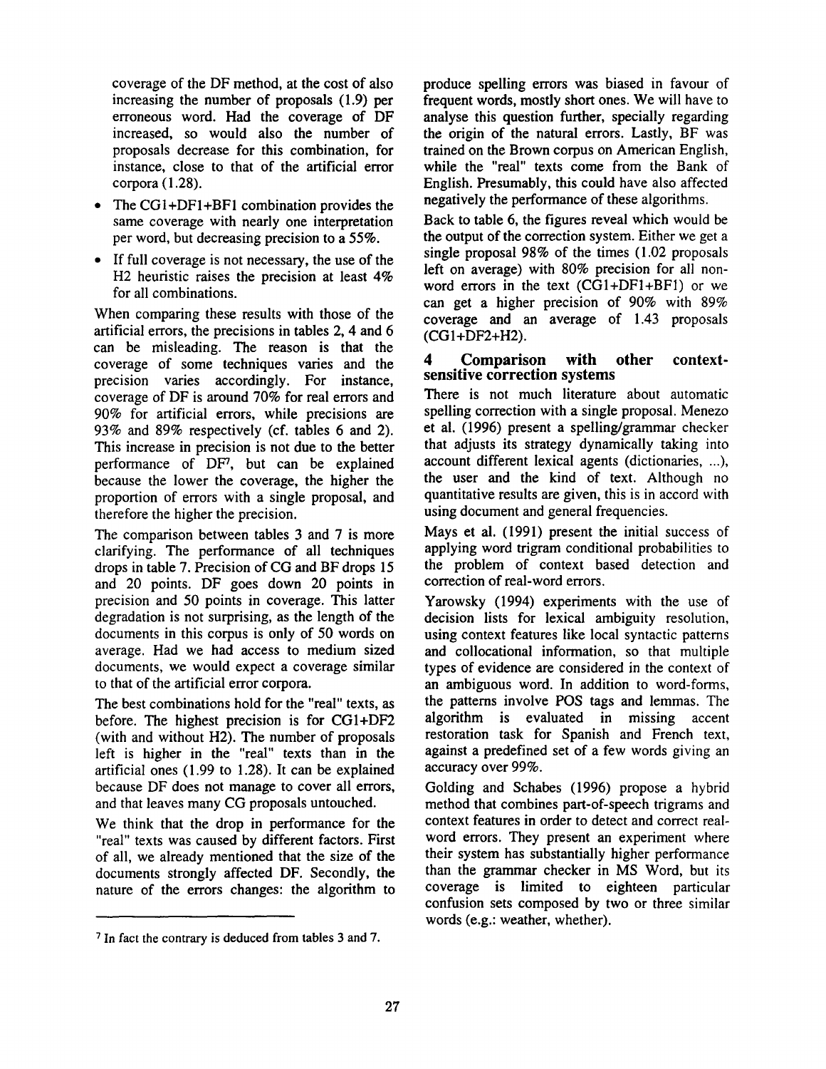coverage of the DF method, at the cost of also increasing the number of proposals (1.9) per erroneous word. Had the coverage of DF increased, so would also the number of proposals decrease for this combination, for instance, close to that of the artificial error corpora (1.28).

- The CG1+DF1+BF1 combination provides the same coverage with nearly one interpretation per word, but decreasing precision to a 55%.
- If full coverage is not necessary, the use of the H2 heuristic raises the precision at least 4% for all combinations.

When comparing these results with those of the artificial errors, the precisions in tables 2, 4 and 6 can be misleading. The reason is that the coverage of some techniques varies and the precision varies accordingly. For instance, coverage of DF is around 70% for real errors and 90% for artificial errors, while precisions are 93% and 89% respectively (cf. tables 6 and 2). This increase in precision is not due to the better performance of DF[7], but can be explained because the lower the coverage, the higher the proportion of errors with a single proposal, and therefore the higher the precision.

The comparison between tables 3 and 7 is more clarifying. The performance of all techniques drops in table 7. Precision of CG and BF drops 15 and 20 points. DF goes down 20 points in precision and 50 points in coverage. This latter degradation is not surprising, as the length of the documents in this corpus is only of 50 words on average. Had we had access to medium sized documents, we would expect a coverage similar to that of the artificial error corpora.

The best combinations hold for the "real" texts, as before. The highest precision is for CG1+DF2 (with and without H2). The number of proposals left is higher in the "real" texts than in the artificial ones (1.99 to 1.28). It can be explained because DF does not manage to cover all errors, and that leaves many CG proposals untouched.

We think that the drop in performance for the "real" texts was caused by different factors. First of all, we already mentioned that the size of the documents strongly affected DF. Secondly, the nature of the errors changes: the algorithm to produce spelling errors was biased in favour of frequent words, mostly short ones. We will have to analyse this question further, specially regarding the origin of the natural errors. Lastly, BF was trained on the Brown corpus on American English, while the "real" texts come from the Bank of English. Presumably, this could have also affected negatively the performance of these algorithms.

Back to table 6, the figures reveal which would be the output of the correction system. Either we get a single proposal 98% of the times (1.02 proposals left on average) with 80% precision for all non-word errors in the text (CG1+DF1+BF1) or we can get a higher precision of 90% with 89% coverage and an average of 1.43 proposals (CG1+DF2+H2).

## 4 Comparison with other context-sensitive correction systems

There is not much literature about automatic spelling correction with a single proposal. Menezo et al. (1996) present a spelling/grammar checker that adjusts its strategy dynamically taking into account different lexical agents (dictionaries, ...), the user and the kind of text. Although no quantitative results are given, this is in accord with using document and general frequencies.

Mays et al. (1991) present the initial success of applying word trigram conditional probabilities to the problem of context based detection and correction of real-word errors.

Yarowsky (1994) experiments with the use of decision lists for lexical ambiguity resolution, using context features like local syntactic patterns and collocational information, so that multiple types of evidence are considered in the context of an ambiguous word. In addition to word-forms, the patterns involve POS tags and lemmas. The algorithm is evaluated in missing accent restoration task for Spanish and French text, against a predefined set of a few words giving an accuracy over 99%.

Golding and Schabes (1996) propose a hybrid method that combines part-of-speech trigrams and context features in order to detect and correct real-word errors. They present an experiment where their system has substantially higher performance than the grammar checker in MS Word, but its coverage is limited to eighteen particular confusion sets composed by two or three similar words (e.g.: weather, whether).

---

[7] In fact the contrary is deduced from tables 3 and 7.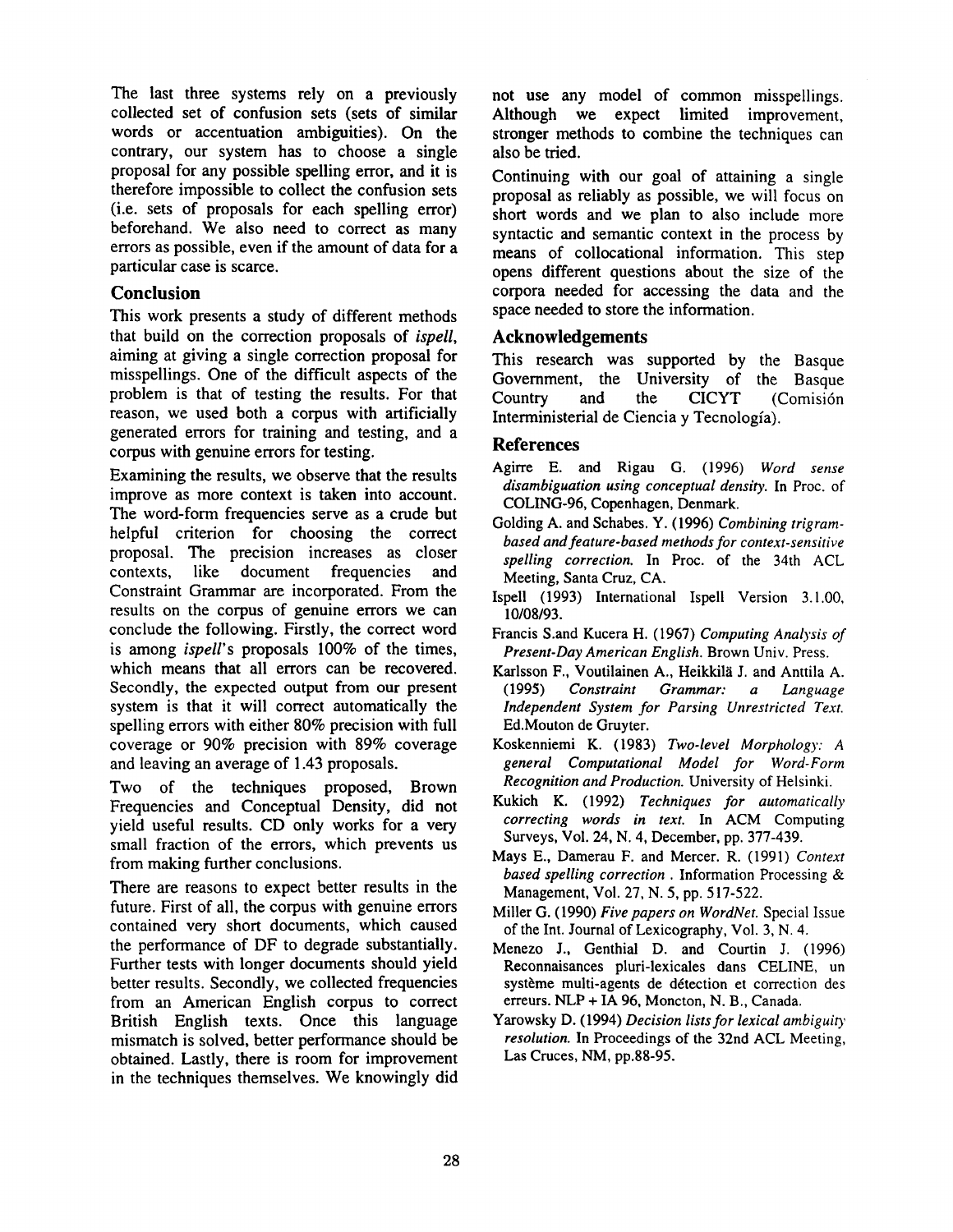The last three systems rely on a previously collected set of confusion sets (sets of similar words or accentuation ambiguities). On the contrary, our system has to choose a single proposal for any possible spelling error, and it is therefore impossible to collect the confusion sets (i.e. sets of proposals for each spelling error) beforehand. We also need to correct as many errors as possible, even if the amount of data for a particular case is scarce.

## Conclusion

This work presents a study of different methods that build on the correction proposals of *ispell*, aiming at giving a single correction proposal for misspellings. One of the difficult aspects of the problem is that of testing the results. For that reason, we used both a corpus with artificially generated errors for training and testing, and a corpus with genuine errors for testing.

Examining the results, we observe that the results improve as more context is taken into account. The word-form frequencies serve as a crude but helpful criterion for choosing the correct proposal. The precision increases as closer contexts, like document frequencies and Constraint Grammar are incorporated. From the results on the corpus of genuine errors we can conclude the following. Firstly, the correct word is among *ispell*'s proposals 100% of the times, which means that all errors can be recovered. Secondly, the expected output from our present system is that it will correct automatically the spelling errors with either 80% precision with full coverage or 90% precision with 89% coverage and leaving an average of 1.43 proposals.

Two of the techniques proposed, Brown Frequencies and Conceptual Density, did not yield useful results. CD only works for a very small fraction of the errors, which prevents us from making further conclusions.

There are reasons to expect better results in the future. First of all, the corpus with genuine errors contained very short documents, which caused the performance of DF to degrade substantially. Further tests with longer documents should yield better results. Secondly, we collected frequencies from an American English corpus to correct British English texts. Once this language mismatch is solved, better performance should be obtained. Lastly, there is room for improvement in the techniques themselves. We knowingly did not use any model of common misspellings. Although we expect limited improvement, stronger methods to combine the techniques can also be tried.

Continuing with our goal of attaining a single proposal as reliably as possible, we will focus on short words and we plan to also include more syntactic and semantic context in the process by means of collocational information. This step opens different questions about the size of the corpora needed for accessing the data and the space needed to store the information.

## Acknowledgements

This research was supported by the Basque Government, the University of the Basque Country and the CICYT (Comisión Interministerial de Ciencia y Tecnología).

## References

Agirre E. and Rigau G. (1996) *Word sense disambiguation using conceptual density.* In Proc. of COLING-96, Copenhagen, Denmark.

Golding A. and Schabes. Y. (1996) *Combining trigram-based and feature-based methods for context-sensitive spelling correction.* In Proc. of the 34th ACL Meeting, Santa Cruz, CA.

Ispell (1993) International Ispell Version 3.1.00, 10/08/93.

Francis S.and Kucera H. (1967) *Computing Analysis of Present-Day American English.* Brown Univ. Press.

Karlsson F., Voutilainen A., Heikkilä J. and Anttila A. (1995) *Constraint Grammar: a Language Independent System for Parsing Unrestricted Text.* Ed.Mouton de Gruyter.

Koskenniemi K. (1983) *Two-level Morphology: A general Computational Model for Word-Form Recognition and Production.* University of Helsinki.

Kukich K. (1992) *Techniques for automatically correcting words in text.* In ACM Computing Surveys, Vol. 24, N. 4, December, pp. 377-439.

Mays E., Damerau F. and Mercer. R. (1991) *Context based spelling correction* . Information Processing & Management, Vol. 27, N. 5, pp. 517-522.

Miller G. (1990) *Five papers on WordNet.* Special Issue of the Int. Journal of Lexicography, Vol. 3, N. 4.

Menezo J., Genthial D. and Courtin J. (1996) Reconnaisances pluri-lexicales dans CELINE, un système multi-agents de détection et correction des erreurs. NLP + IA 96, Moncton, N. B., Canada.

Yarowsky D. (1994) *Decision lists for lexical ambiguity resolution.* In Proceedings of the 32nd ACL Meeting, Las Cruces, NM, pp.88-95.